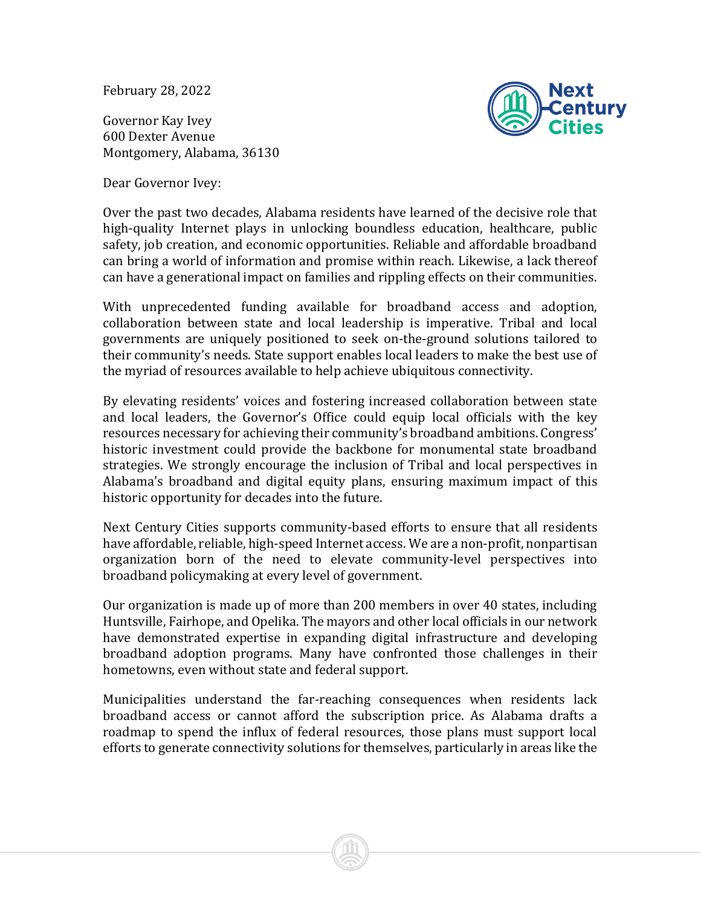February 28, 2022

Governor Kay Ivey
600 Dexter Avenue
Montgomery, Alabama, 36130

Dear Governor Ivey:

Over the past two decades, Alabama residents have learned of the decisive role that high-quality Internet plays in unlocking boundless education, healthcare, public safety, job creation, and economic opportunities. Reliable and affordable broadband can bring a world of information and promise within reach. Likewise, a lack thereof can have a generational impact on families and rippling effects on their communities.

With unprecedented funding available for broadband access and adoption, collaboration between state and local leadership is imperative. Tribal and local governments are uniquely positioned to seek on-the-ground solutions tailored to their community's needs. State support enables local leaders to make the best use of the myriad of resources available to help achieve ubiquitous connectivity.

By elevating residents' voices and fostering increased collaboration between state and local leaders, the Governor's Office could equip local officials with the key resources necessary for achieving their community's broadband ambitions. Congress' historic investment could provide the backbone for monumental state broadband strategies. We strongly encourage the inclusion of Tribal and local perspectives in Alabama's broadband and digital equity plans, ensuring maximum impact of this historic opportunity for decades into the future.

Next Century Cities supports community-based efforts to ensure that all residents have affordable, reliable, high-speed Internet access. We are a non-profit, nonpartisan organization born of the need to elevate community-level perspectives into broadband policymaking at every level of government.

Our organization is made up of more than 200 members in over 40 states, including Huntsville, Fairhope, and Opelika. The mayors and other local officials in our network have demonstrated expertise in expanding digital infrastructure and developing broadband adoption programs. Many have confronted those challenges in their hometowns, even without state and federal support.

Municipalities understand the far-reaching consequences when residents lack broadband access or cannot afford the subscription price. As Alabama drafts a roadmap to spend the influx of federal resources, those plans must support local efforts to generate connectivity solutions for themselves, particularly in areas like the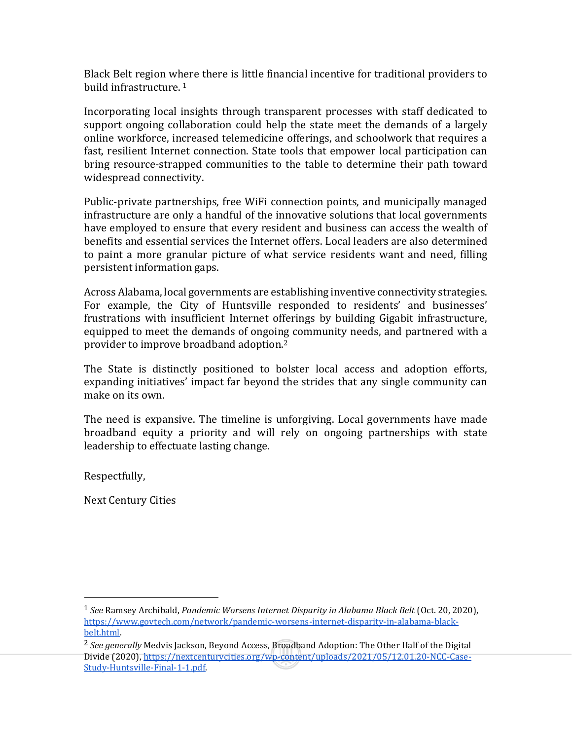Black Belt region where there is little financial incentive for traditional providers to build infrastructure. [1]

Incorporating local insights through transparent processes with staff dedicated to support ongoing collaboration could help the state meet the demands of a largely online workforce, increased telemedicine offerings, and schoolwork that requires a fast, resilient Internet connection. State tools that empower local participation can bring resource-strapped communities to the table to determine their path toward widespread connectivity.

Public-private partnerships, free WiFi connection points, and municipally managed infrastructure are only a handful of the innovative solutions that local governments have employed to ensure that every resident and business can access the wealth of benefits and essential services the Internet offers. Local leaders are also determined to paint a more granular picture of what service residents want and need, filling persistent information gaps.

Across Alabama, local governments are establishing inventive connectivity strategies. For example, the City of Huntsville responded to residents' and businesses' frustrations with insufficient Internet offerings by building Gigabit infrastructure, equipped to meet the demands of ongoing community needs, and partnered with a provider to improve broadband adoption.[2]

The State is distinctly positioned to bolster local access and adoption efforts, expanding initiatives' impact far beyond the strides that any single community can make on its own.

The need is expansive. The timeline is unforgiving. Local governments have made broadband equity a priority and will rely on ongoing partnerships with state leadership to effectuate lasting change.

Respectfully,

Next Century Cities

---

[1] *See* Ramsey Archibald, *Pandemic Worsens Internet Disparity in Alabama Black Belt* (Oct. 20, 2020), https://www.govtech.com/network/pandemic-worsens-internet-disparity-in-alabama-black-belt.html.

[2] *See generally* Medvis Jackson, Beyond Access, Broadband Adoption: The Other Half of the Digital Divide (2020), https://nextcenturycities.org/wp-content/uploads/2021/05/12.01.20-NCC-Case-Study-Huntsville-Final-1-1.pdf.